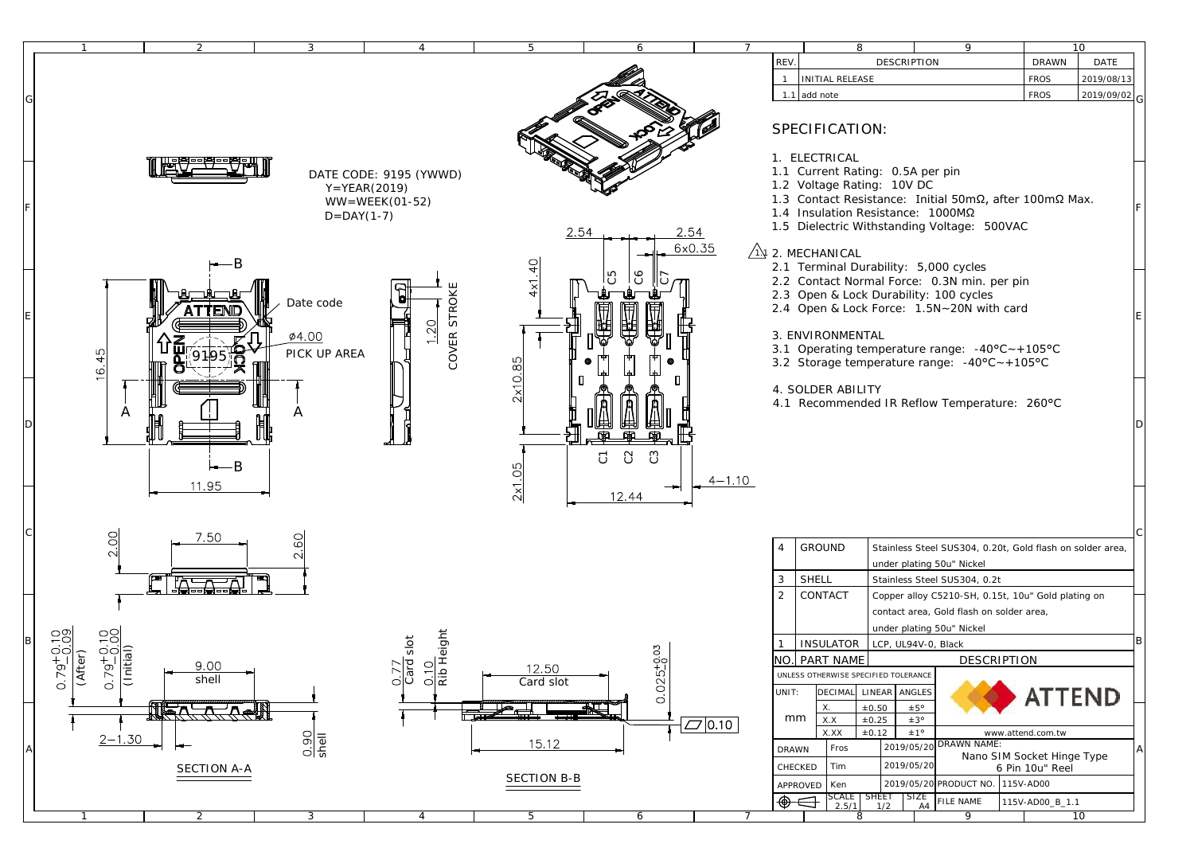| REV. | DESCRIPTION | DRAWN | DATE |
|---|---|---|---|
| 1 | INITIAL RELEASE | FROS | 2019/08/13 |
| 1.1 | add note | FROS | 2019/09/02 |

## SPECIFICATION:

1. ELECTRICAL
1.1 Current Rating: 0.5A per pin
1.2 Voltage Rating: 10V DC
1.3 Contact Resistance: Initial 50mΩ, after 100mΩ Max.
1.4 Insulation Resistance: 1000MΩ
1.5 Dielectric Withstanding Voltage: 500VAC

2. MECHANICAL
2.1 Terminal Durability: 5,000 cycles
2.2 Contact Normal Force: 0.3N min. per pin
2.3 Open & Lock Durability: 100 cycles
2.4 Open & Lock Force: 1.5N~20N with card

3. ENVIRONMENTAL
3.1 Operating temperature range: -40°C~+105°C
3.2 Storage temperature range: -40°C~+105°C

4. SOLDER ABILITY
4.1 Recommended IR Reflow Temperature: 260°C

DATE CODE: 9195 (YWWD)
Y=YEAR(2019)
WW=WEEK(01-52)
D=DAY(1-7)

Date code
ø4.00
PICK UP AREA
1.20 COVER STROKE

SECTION A-A

SECTION B-B

| NO. | PART NAME | DESCRIPTION |
|---|---|---|
| 4 | GROUND | Stainless Steel SUS304, 0.20t, Gold flash on solder area, under plating 50u" Nickel |
| 3 | SHELL | Stainless Steel SUS304, 0.2t |
| 2 | CONTACT | Copper alloy C5210-SH, 0.15t, 10u" Gold plating on contact area, Gold flash on solder area, under plating 50u" Nickel |
| 1 | INSULATOR | LCP, UL94V-0, Black |

UNLESS OTHERWISE SPECIFIED TOLERANCE

| UNIT: | DECIMAL | LINEAR | ANGLES |
|---|---|---|---|
| mm | X. | ±0.50 | ±5° |
| | X.X | ±0.25 | ±3° |
| | X.XX | ±0.12 | ±1° |

ATTEND
www.attend.com.tw

| DRAWN | Fros | 2019/05/20 | DRAWN NAME: Nano SIM Socket Hinge Type 6 Pin 10u" Reel |
|---|---|---|---|
| CHECKED | Tim | 2019/05/20 | |
| APPROVED | Ken | 2019/05/20 | PRODUCT NO. 115V-AD00 |
| SCALE 2.5/1 | SHEET 1/2 | SIZE A4 | FILE NAME 115V-AD00_B_1.1 |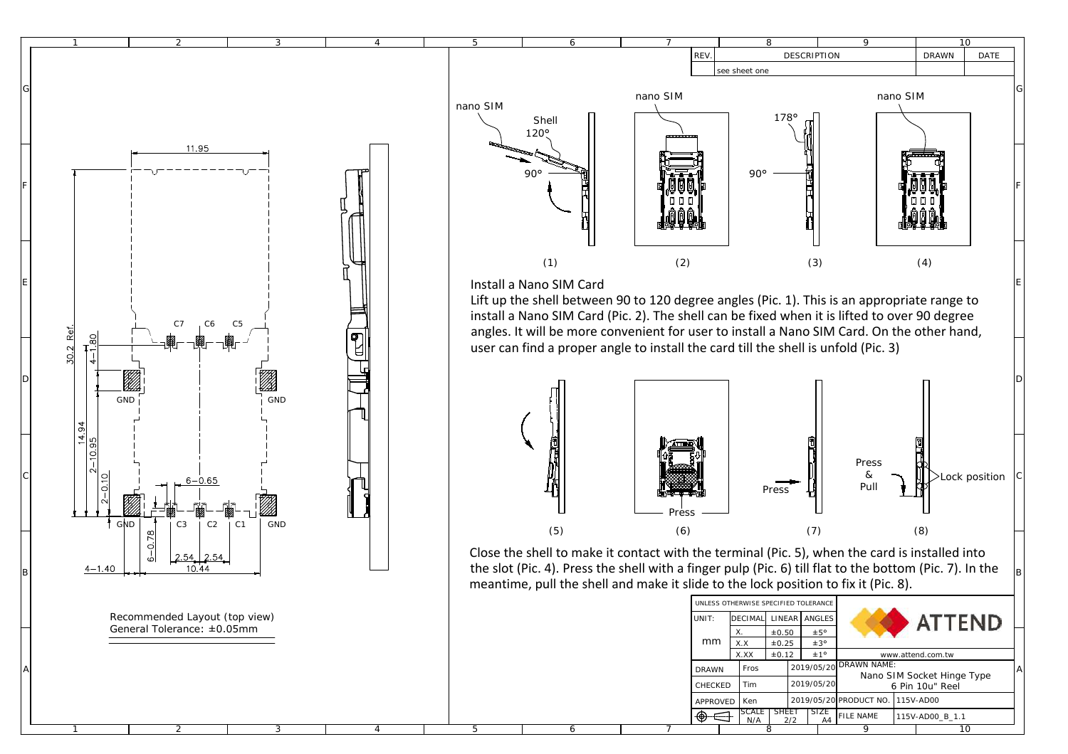| REV. | DESCRIPTION | DRAWN | DATE |
|---|---|---|---|
| | see sheet one | | |

Recommended Layout (top view)
General Tolerance: ±0.05mm

nano SIM
Shell
120°
90°

nano SIM

nano SIM
178°
90°

nano SIM

(1) (2) (3) (4)

## Install a Nano SIM Card

Lift up the shell between 90 to 120 degree angles (Pic. 1). This is an appropriate range to install a Nano SIM Card (Pic. 2). The shell can be fixed when it is lifted to over 90 degree angles. It will be more convenient for user to install a Nano SIM Card. On the other hand, user can find a proper angle to install the card till the shell is unfold (Pic. 3)

Press
Press
Press & Pull
Lock position

(5) (6) (7) (8)

Close the shell to make it contact with the terminal (Pic. 5), when the card is installed into the slot (Pic. 4). Press the shell with a finger pulp (Pic. 6) till flat to the bottom (Pic. 7). In the meantime, pull the shell and make it slide to the lock position to fix it (Pic. 8).

| UNLESS OTHERWISE SPECIFIED TOLERANCE | | | |
|---|---|---|---|
| UNIT: | DECIMAL | LINEAR | ANGLES |
| mm | X. | ±0.50 | ±5° |
| | X.X | ±0.25 | ±3° |
| | X.XX | ±0.12 | ±1° |

ATTEND
www.attend.com.tw

| | | |
|---|---|---|
| DRAWN | Fros | 2019/05/20 |
| CHECKED | Tim | 2019/05/20 |
| APPROVED | Ken | 2019/05/20 |

DRAWN NAME: Nano SIM Socket Hinge Type 6 Pin 10u" Reel

PRODUCT NO. 115V-AD00

SCALE N/A | SHEET 2/2 | SIZE A4

FILE NAME 115V-AD00_B_1.1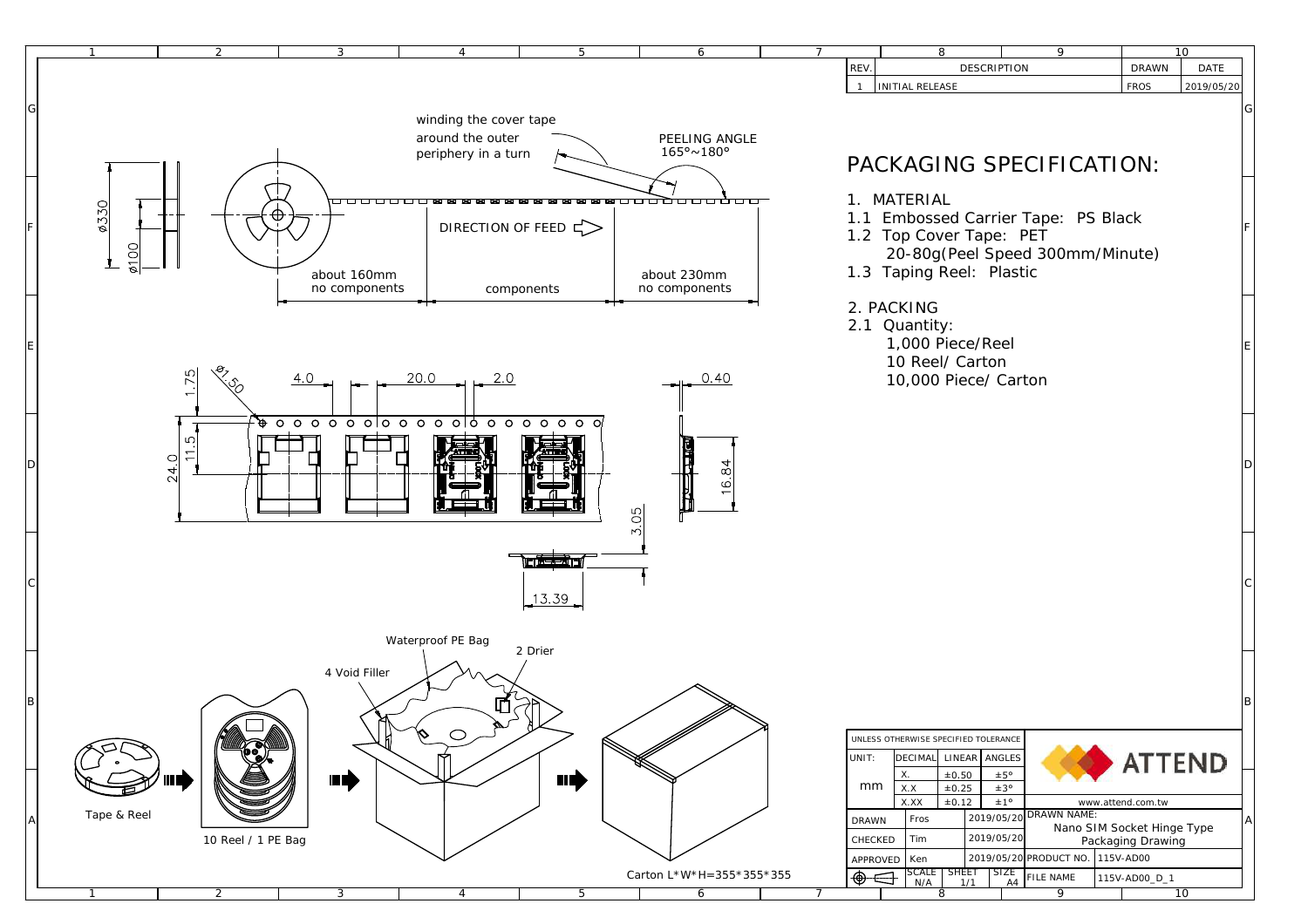| REV. | DESCRIPTION | DRAWN | DATE |
| --- | --- | --- | --- |
| 1 | INITIAL RELEASE | FROS | 2019/05/20 |

winding the cover tape around the outer periphery in a turn

PEELING ANGLE 165°~180°

ø330

ø100

DIRECTION OF FEED

about 160mm no components

components

about 230mm no components

1.75

ø1.50

4.0

20.0

2.0

0.40

11.5

24.0

16.84

3.05

13.39

Waterproof PE Bag

2 Drier

4 Void Filler

Tape & Reel

10 Reel / 1 PE Bag

Carton L*W*H=355*355*355

# PACKAGING SPECIFICATION:

1. MATERIAL
1.1 Embossed Carrier Tape: PS Black
1.2 Top Cover Tape: PET
   20-80g(Peel Speed 300mm/Minute)
1.3 Taping Reel: Plastic

2. PACKING
2.1 Quantity:
   1,000 Piece/Reel
   10 Reel/ Carton
   10,000 Piece/ Carton

| UNLESS OTHERWISE SPECIFIED TOLERANCE | | | |
| --- | --- | --- | --- |
| UNIT: | DECIMAL | LINEAR | ANGLES |
| mm | X. | ±0.50 | ±5° |
| | X.X | ±0.25 | ±3° |
| | X.XX | ±0.12 | ±1° |

ATTEND

www.attend.com.tw

| | | | |
| --- | --- | --- | --- |
| DRAWN | Fros | 2019/05/20 | DRAWN NAME: Nano SIM Socket Hinge Type Packaging Drawing |
| CHECKED | Tim | 2019/05/20 | |
| APPROVED | Ken | 2019/05/20 | PRODUCT NO. 115V-AD00 |
| SCALE N/A | SHEET 1/1 | SIZE A4 | FILE NAME 115V-AD00_D_1 |